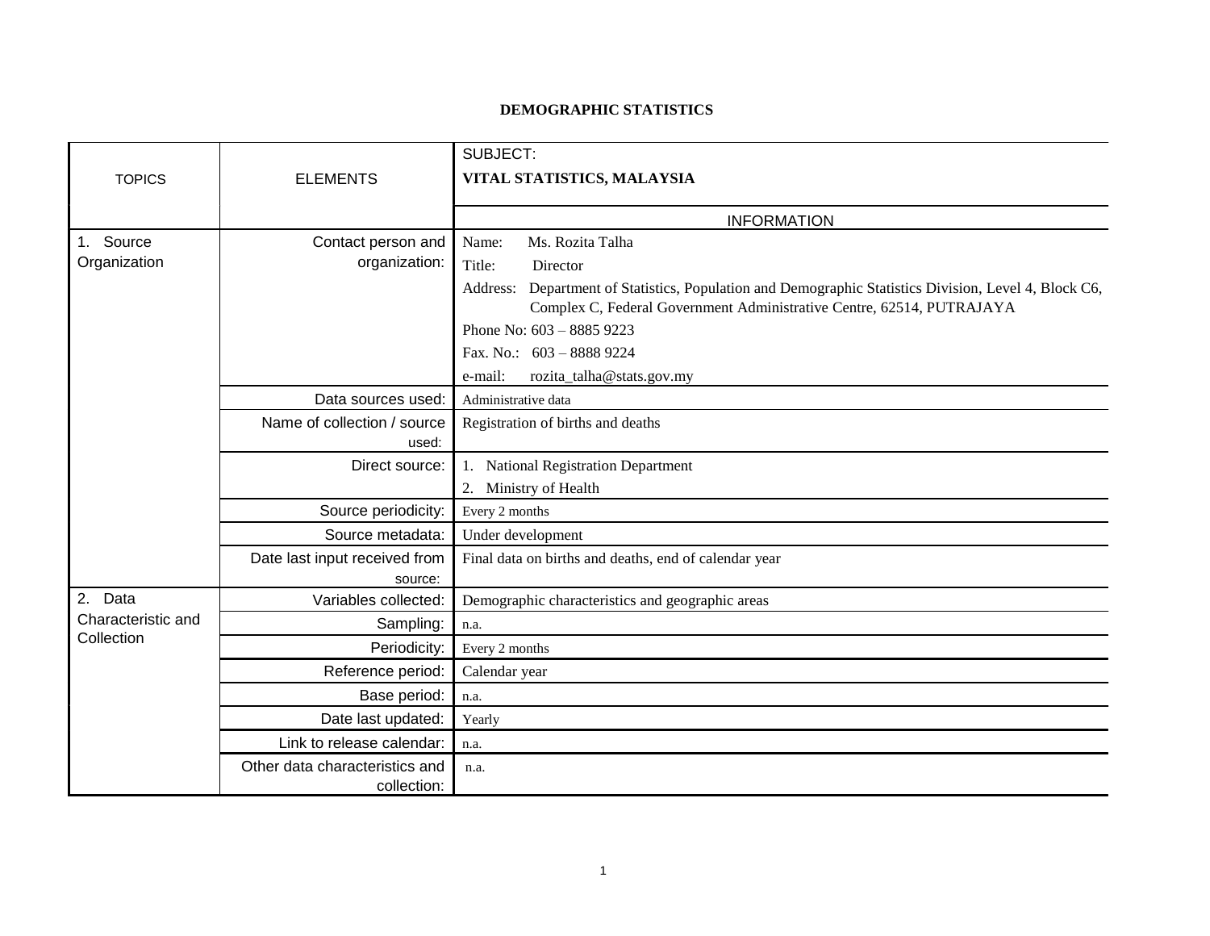# DEMOGRAPHIC STATISTICS

| TOPICS | ELEMENTS | SUBJECT: **VITAL STATISTICS, MALAYSIA** |
|---|---|---|
| | | INFORMATION |
| 1. Source Organization | Contact person and organization: | Name: Ms. Rozita Talha<br>Title: Director<br>Address: Department of Statistics, Population and Demographic Statistics Division, Level 4, Block C6, Complex C, Federal Government Administrative Centre, 62514, PUTRAJAYA<br>Phone No: 603 – 8885 9223<br>Fax. No.: 603 – 8888 9224<br>e-mail: rozita_talha@stats.gov.my |
| | Data sources used: | Administrative data |
| | Name of collection / source used: | Registration of births and deaths |
| | Direct source: | 1. National Registration Department<br>2. Ministry of Health |
| | Source periodicity: | Every 2 months |
| | Source metadata: | Under development |
| | Date last input received from source: | Final data on births and deaths, end of calendar year |
| 2. Data Characteristic and Collection | Variables collected: | Demographic characteristics and geographic areas |
| | Sampling: | n.a. |
| | Periodicity: | Every 2 months |
| | Reference period: | Calendar year |
| | Base period: | n.a. |
| | Date last updated: | Yearly |
| | Link to release calendar: | n.a. |
| | Other data characteristics and collection: | n.a. |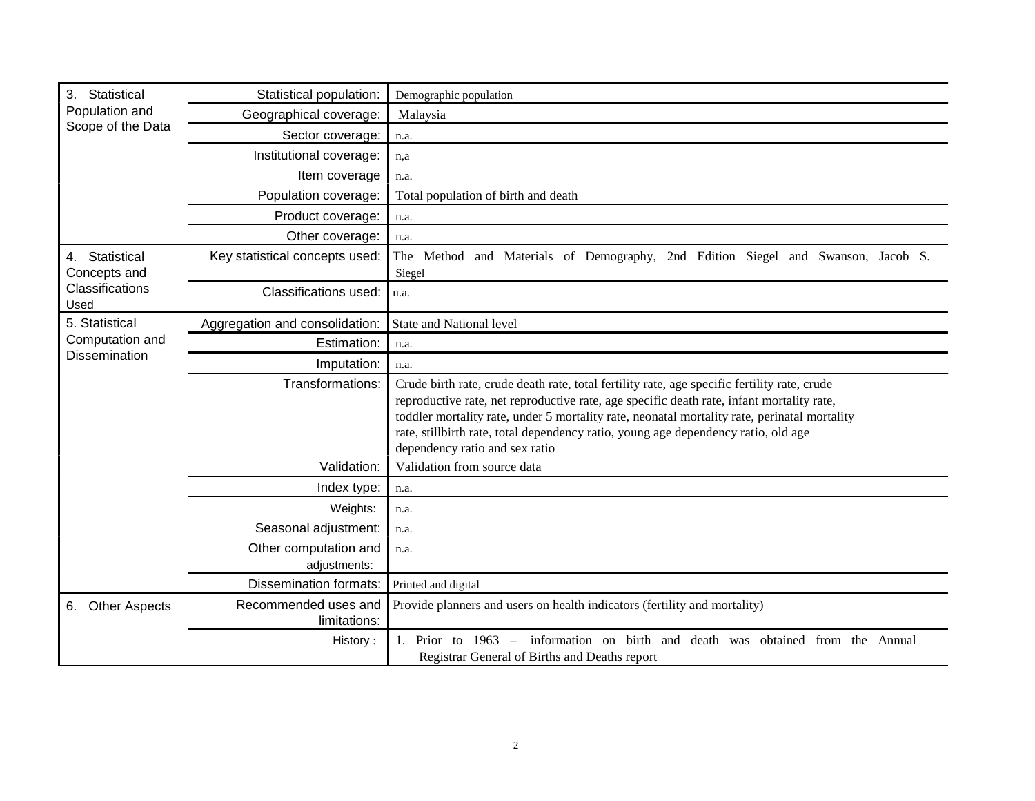| | | |
|---|---|---|
| 3. Statistical Population and Scope of the Data | Statistical population: | Demographic population |
| | Geographical coverage: | Malaysia |
| | Sector coverage: | n.a. |
| | Institutional coverage: | n,a |
| | Item coverage | n.a. |
| | Population coverage: | Total population of birth and death |
| | Product coverage: | n.a. |
| | Other coverage: | n.a. |
| 4. Statistical Concepts and Classifications Used | Key statistical concepts used: | The Method and Materials of Demography, 2nd Edition Siegel and Swanson, Jacob S. Siegel |
| | Classifications used: | n.a. |
| 5. Statistical Computation and Dissemination | Aggregation and consolidation: | State and National level |
| | Estimation: | n.a. |
| | Imputation: | n.a. |
| | Transformations: | Crude birth rate, crude death rate, total fertility rate, age specific fertility rate, crude reproductive rate, net reproductive rate, age specific death rate, infant mortality rate, toddler mortality rate, under 5 mortality rate, neonatal mortality rate, perinatal mortality rate, stillbirth rate, total dependency ratio, young age dependency ratio, old age dependency ratio and sex ratio |
| | Validation: | Validation from source data |
| | Index type: | n.a. |
| | Weights: | n.a. |
| | Seasonal adjustment: | n.a. |
| | Other computation and adjustments: | n.a. |
| | Dissemination formats: | Printed and digital |
| 6. Other Aspects | Recommended uses and limitations: | Provide planners and users on health indicators (fertility and mortality) |
| | History : | 1. Prior to 1963 – information on birth and death was obtained from the Annual Registrar General of Births and Deaths report |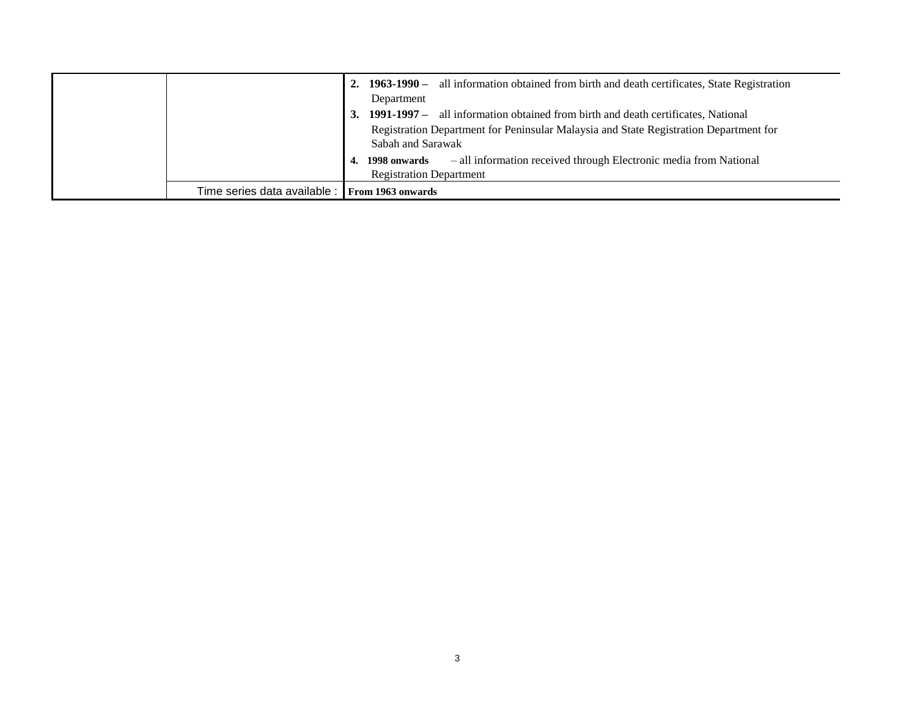| | | |
|---|---|---|
| | | **2. 1963-1990 –** all information obtained from birth and death certificates, State Registration Department<br>**3. 1991-1997 –** all information obtained from birth and death certificates, National Registration Department for Peninsular Malaysia and State Registration Department for Sabah and Sarawak<br>**4. 1998 onwards** – all information received through Electronic media from National Registration Department |
| | Time series data available : | **From 1963 onwards** |